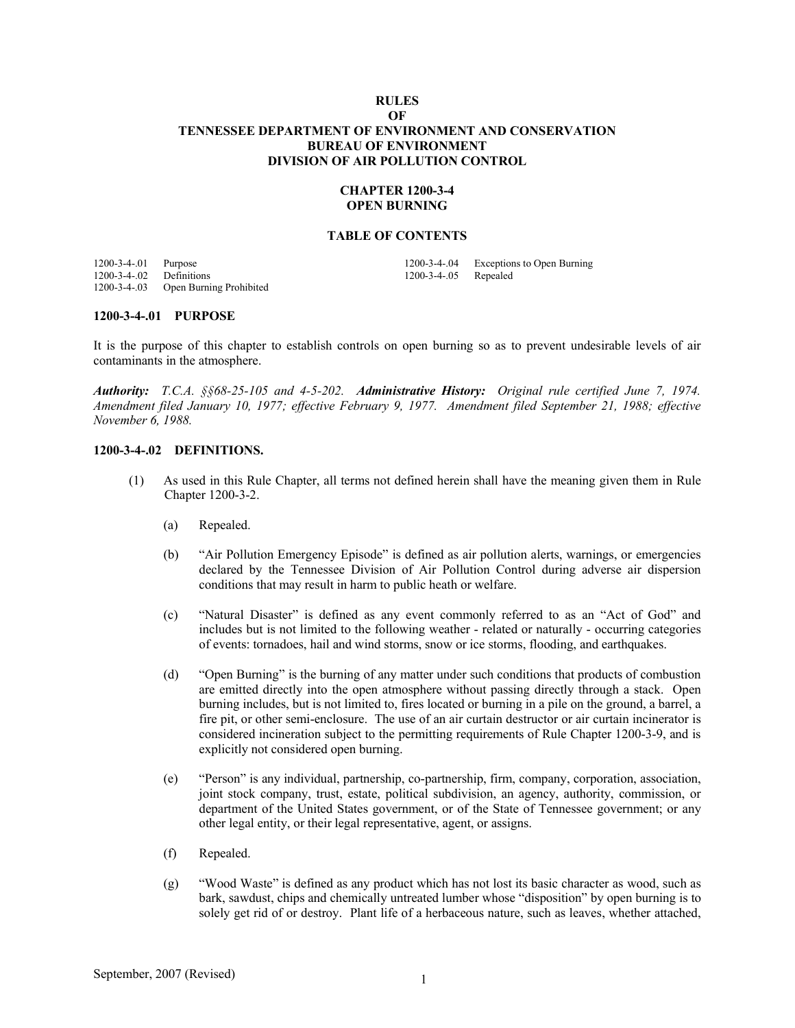**RULES**
**OF**
**TENNESSEE DEPARTMENT OF ENVIRONMENT AND CONSERVATION**
**BUREAU OF ENVIRONMENT**
**DIVISION OF AIR POLLUTION CONTROL**

# CHAPTER 1200-3-4
# OPEN BURNING

## TABLE OF CONTENTS

| | | | |
|---|---|---|---|
| 1200-3-4-.01 | Purpose | 1200-3-4-.04 | Exceptions to Open Burning |
| 1200-3-4-.02 | Definitions | 1200-3-4-.05 | Repealed |
| 1200-3-4-.03 | Open Burning Prohibited | | |

### 1200-3-4-.01 PURPOSE

It is the purpose of this chapter to establish controls on open burning so as to prevent undesirable levels of air contaminants in the atmosphere.

***Authority:*** *T.C.A. §§68-25-105 and 4-5-202.* ***Administrative History:*** *Original rule certified June 7, 1974. Amendment filed January 10, 1977; effective February 9, 1977. Amendment filed September 21, 1988; effective November 6, 1988.*

### 1200-3-4-.02 DEFINITIONS.

(1) As used in this Rule Chapter, all terms not defined herein shall have the meaning given them in Rule Chapter 1200-3-2.

(a) Repealed.

(b) "Air Pollution Emergency Episode" is defined as air pollution alerts, warnings, or emergencies declared by the Tennessee Division of Air Pollution Control during adverse air dispersion conditions that may result in harm to public heath or welfare.

(c) "Natural Disaster" is defined as any event commonly referred to as an "Act of God" and includes but is not limited to the following weather - related or naturally - occurring categories of events: tornadoes, hail and wind storms, snow or ice storms, flooding, and earthquakes.

(d) "Open Burning" is the burning of any matter under such conditions that products of combustion are emitted directly into the open atmosphere without passing directly through a stack. Open burning includes, but is not limited to, fires located or burning in a pile on the ground, a barrel, a fire pit, or other semi-enclosure. The use of an air curtain destructor or air curtain incinerator is considered incineration subject to the permitting requirements of Rule Chapter 1200-3-9, and is explicitly not considered open burning.

(e) "Person" is any individual, partnership, co-partnership, firm, company, corporation, association, joint stock company, trust, estate, political subdivision, an agency, authority, commission, or department of the United States government, or of the State of Tennessee government; or any other legal entity, or their legal representative, agent, or assigns.

(f) Repealed.

(g) "Wood Waste" is defined as any product which has not lost its basic character as wood, such as bark, sawdust, chips and chemically untreated lumber whose "disposition" by open burning is to solely get rid of or destroy. Plant life of a herbaceous nature, such as leaves, whether attached,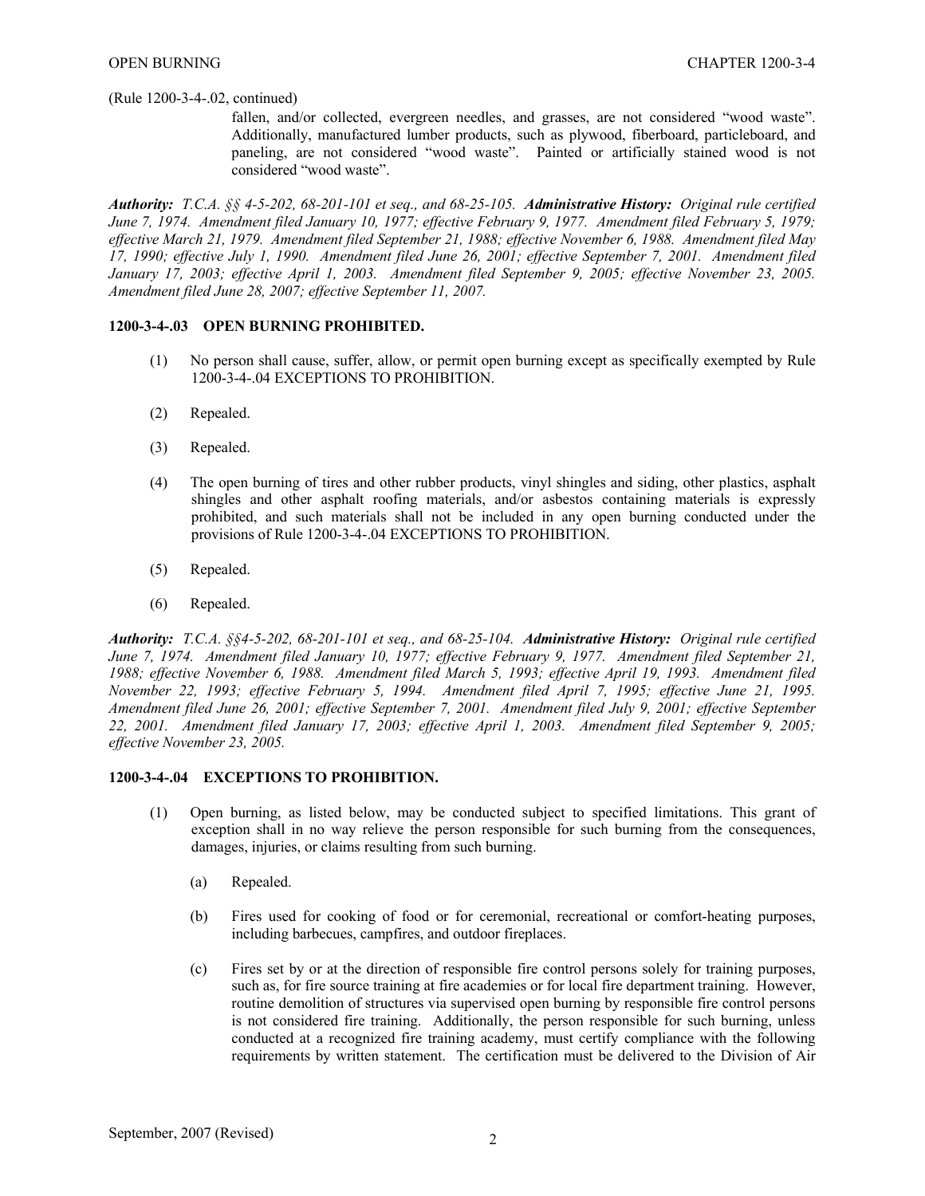(Rule 1200-3-4-.02, continued)

fallen, and/or collected, evergreen needles, and grasses, are not considered "wood waste". Additionally, manufactured lumber products, such as plywood, fiberboard, particleboard, and paneling, are not considered "wood waste". Painted or artificially stained wood is not considered "wood waste".

***Authority:*** *T.C.A. §§ 4-5-202, 68-201-101 et seq., and 68-25-105.* ***Administrative History:*** *Original rule certified June 7, 1974. Amendment filed January 10, 1977; effective February 9, 1977. Amendment filed February 5, 1979; effective March 21, 1979. Amendment filed September 21, 1988; effective November 6, 1988. Amendment filed May 17, 1990; effective July 1, 1990. Amendment filed June 26, 2001; effective September 7, 2001. Amendment filed January 17, 2003; effective April 1, 2003. Amendment filed September 9, 2005; effective November 23, 2005. Amendment filed June 28, 2007; effective September 11, 2007.*

**1200-3-4-.03 OPEN BURNING PROHIBITED.**

(1) No person shall cause, suffer, allow, or permit open burning except as specifically exempted by Rule 1200-3-4-.04 EXCEPTIONS TO PROHIBITION.

(2) Repealed.

(3) Repealed.

(4) The open burning of tires and other rubber products, vinyl shingles and siding, other plastics, asphalt shingles and other asphalt roofing materials, and/or asbestos containing materials is expressly prohibited, and such materials shall not be included in any open burning conducted under the provisions of Rule 1200-3-4-.04 EXCEPTIONS TO PROHIBITION.

(5) Repealed.

(6) Repealed.

***Authority:*** *T.C.A. §§4-5-202, 68-201-101 et seq., and 68-25-104.* ***Administrative History:*** *Original rule certified June 7, 1974. Amendment filed January 10, 1977; effective February 9, 1977. Amendment filed September 21, 1988; effective November 6, 1988. Amendment filed March 5, 1993; effective April 19, 1993. Amendment filed November 22, 1993; effective February 5, 1994. Amendment filed April 7, 1995; effective June 21, 1995. Amendment filed June 26, 2001; effective September 7, 2001. Amendment filed July 9, 2001; effective September 22, 2001. Amendment filed January 17, 2003; effective April 1, 2003. Amendment filed September 9, 2005; effective November 23, 2005.*

**1200-3-4-.04 EXCEPTIONS TO PROHIBITION.**

(1) Open burning, as listed below, may be conducted subject to specified limitations. This grant of exception shall in no way relieve the person responsible for such burning from the consequences, damages, injuries, or claims resulting from such burning.

(a) Repealed.

(b) Fires used for cooking of food or for ceremonial, recreational or comfort-heating purposes, including barbecues, campfires, and outdoor fireplaces.

(c) Fires set by or at the direction of responsible fire control persons solely for training purposes, such as, for fire source training at fire academies or for local fire department training. However, routine demolition of structures via supervised open burning by responsible fire control persons is not considered fire training. Additionally, the person responsible for such burning, unless conducted at a recognized fire training academy, must certify compliance with the following requirements by written statement. The certification must be delivered to the Division of Air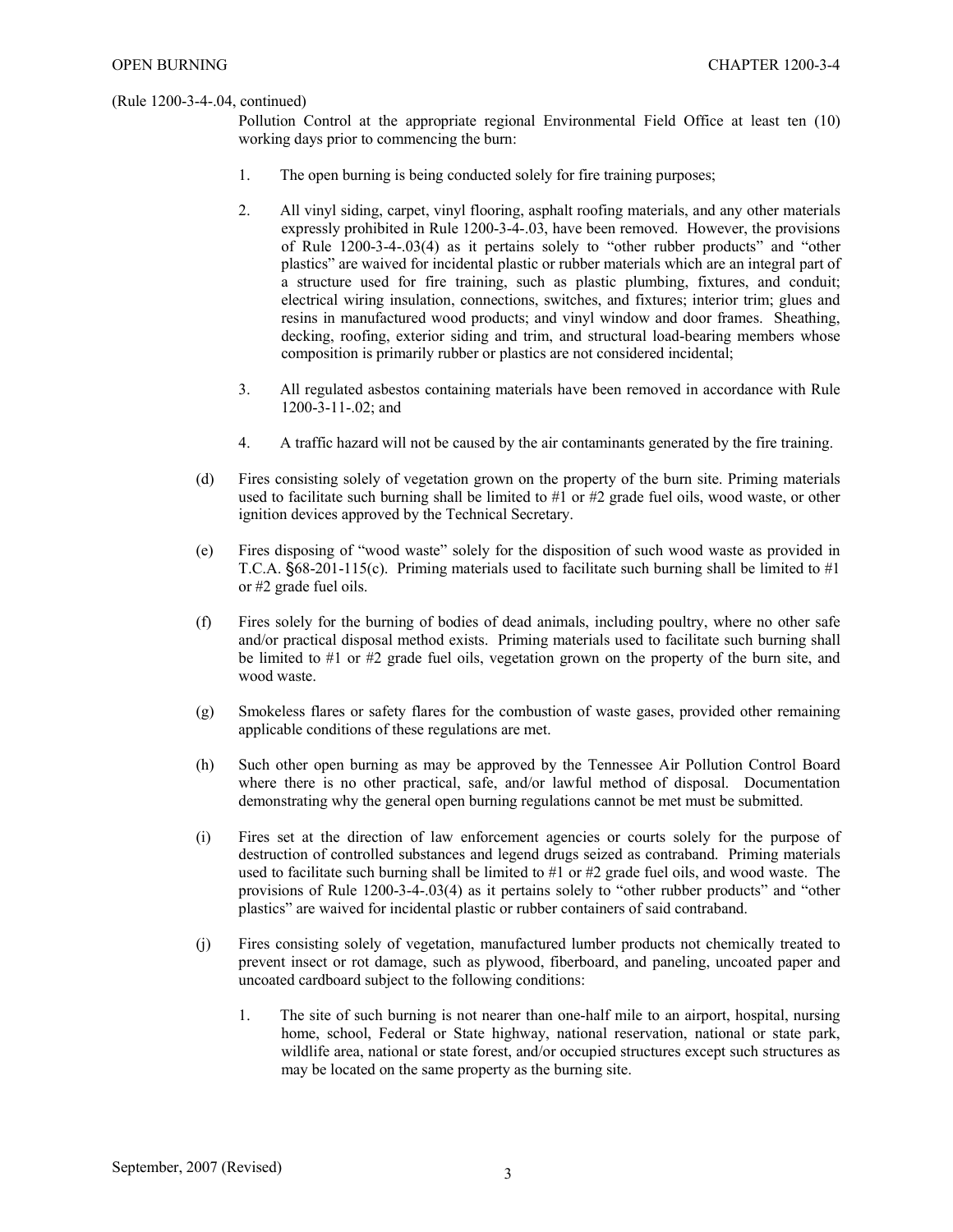(Rule 1200-3-4-.04, continued)

Pollution Control at the appropriate regional Environmental Field Office at least ten (10) working days prior to commencing the burn:

1. The open burning is being conducted solely for fire training purposes;

2. All vinyl siding, carpet, vinyl flooring, asphalt roofing materials, and any other materials expressly prohibited in Rule 1200-3-4-.03, have been removed. However, the provisions of Rule 1200-3-4-.03(4) as it pertains solely to "other rubber products" and "other plastics" are waived for incidental plastic or rubber materials which are an integral part of a structure used for fire training, such as plastic plumbing, fixtures, and conduit; electrical wiring insulation, connections, switches, and fixtures; interior trim; glues and resins in manufactured wood products; and vinyl window and door frames. Sheathing, decking, roofing, exterior siding and trim, and structural load-bearing members whose composition is primarily rubber or plastics are not considered incidental;

3. All regulated asbestos containing materials have been removed in accordance with Rule 1200-3-11-.02; and

4. A traffic hazard will not be caused by the air contaminants generated by the fire training.

(d) Fires consisting solely of vegetation grown on the property of the burn site. Priming materials used to facilitate such burning shall be limited to #1 or #2 grade fuel oils, wood waste, or other ignition devices approved by the Technical Secretary.

(e) Fires disposing of "wood waste" solely for the disposition of such wood waste as provided in T.C.A. §68-201-115(c). Priming materials used to facilitate such burning shall be limited to #1 or #2 grade fuel oils.

(f) Fires solely for the burning of bodies of dead animals, including poultry, where no other safe and/or practical disposal method exists. Priming materials used to facilitate such burning shall be limited to #1 or #2 grade fuel oils, vegetation grown on the property of the burn site, and wood waste.

(g) Smokeless flares or safety flares for the combustion of waste gases, provided other remaining applicable conditions of these regulations are met.

(h) Such other open burning as may be approved by the Tennessee Air Pollution Control Board where there is no other practical, safe, and/or lawful method of disposal. Documentation demonstrating why the general open burning regulations cannot be met must be submitted.

(i) Fires set at the direction of law enforcement agencies or courts solely for the purpose of destruction of controlled substances and legend drugs seized as contraband. Priming materials used to facilitate such burning shall be limited to #1 or #2 grade fuel oils, and wood waste. The provisions of Rule 1200-3-4-.03(4) as it pertains solely to "other rubber products" and "other plastics" are waived for incidental plastic or rubber containers of said contraband.

(j) Fires consisting solely of vegetation, manufactured lumber products not chemically treated to prevent insect or rot damage, such as plywood, fiberboard, and paneling, uncoated paper and uncoated cardboard subject to the following conditions:

1. The site of such burning is not nearer than one-half mile to an airport, hospital, nursing home, school, Federal or State highway, national reservation, national or state park, wildlife area, national or state forest, and/or occupied structures except such structures as may be located on the same property as the burning site.

September, 2007 (Revised)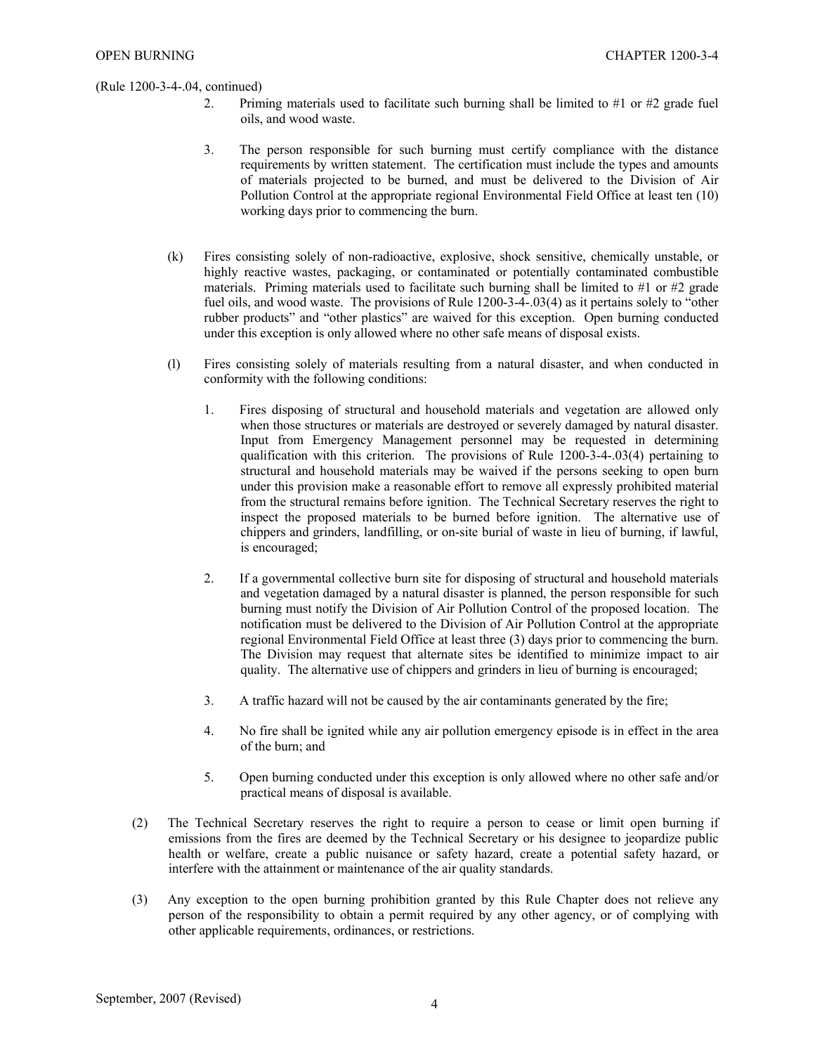(Rule 1200-3-4-.04, continued)

2. Priming materials used to facilitate such burning shall be limited to #1 or #2 grade fuel oils, and wood waste.

3. The person responsible for such burning must certify compliance with the distance requirements by written statement. The certification must include the types and amounts of materials projected to be burned, and must be delivered to the Division of Air Pollution Control at the appropriate regional Environmental Field Office at least ten (10) working days prior to commencing the burn.

(k) Fires consisting solely of non-radioactive, explosive, shock sensitive, chemically unstable, or highly reactive wastes, packaging, or contaminated or potentially contaminated combustible materials. Priming materials used to facilitate such burning shall be limited to #1 or #2 grade fuel oils, and wood waste. The provisions of Rule 1200-3-4-.03(4) as it pertains solely to "other rubber products" and "other plastics" are waived for this exception. Open burning conducted under this exception is only allowed where no other safe means of disposal exists.

(l) Fires consisting solely of materials resulting from a natural disaster, and when conducted in conformity with the following conditions:

1. Fires disposing of structural and household materials and vegetation are allowed only when those structures or materials are destroyed or severely damaged by natural disaster. Input from Emergency Management personnel may be requested in determining qualification with this criterion. The provisions of Rule 1200-3-4-.03(4) pertaining to structural and household materials may be waived if the persons seeking to open burn under this provision make a reasonable effort to remove all expressly prohibited material from the structural remains before ignition. The Technical Secretary reserves the right to inspect the proposed materials to be burned before ignition. The alternative use of chippers and grinders, landfilling, or on-site burial of waste in lieu of burning, if lawful, is encouraged;

2. If a governmental collective burn site for disposing of structural and household materials and vegetation damaged by a natural disaster is planned, the person responsible for such burning must notify the Division of Air Pollution Control of the proposed location. The notification must be delivered to the Division of Air Pollution Control at the appropriate regional Environmental Field Office at least three (3) days prior to commencing the burn. The Division may request that alternate sites be identified to minimize impact to air quality. The alternative use of chippers and grinders in lieu of burning is encouraged;

3. A traffic hazard will not be caused by the air contaminants generated by the fire;

4. No fire shall be ignited while any air pollution emergency episode is in effect in the area of the burn; and

5. Open burning conducted under this exception is only allowed where no other safe and/or practical means of disposal is available.

(2) The Technical Secretary reserves the right to require a person to cease or limit open burning if emissions from the fires are deemed by the Technical Secretary or his designee to jeopardize public health or welfare, create a public nuisance or safety hazard, create a potential safety hazard, or interfere with the attainment or maintenance of the air quality standards.

(3) Any exception to the open burning prohibition granted by this Rule Chapter does not relieve any person of the responsibility to obtain a permit required by any other agency, or of complying with other applicable requirements, ordinances, or restrictions.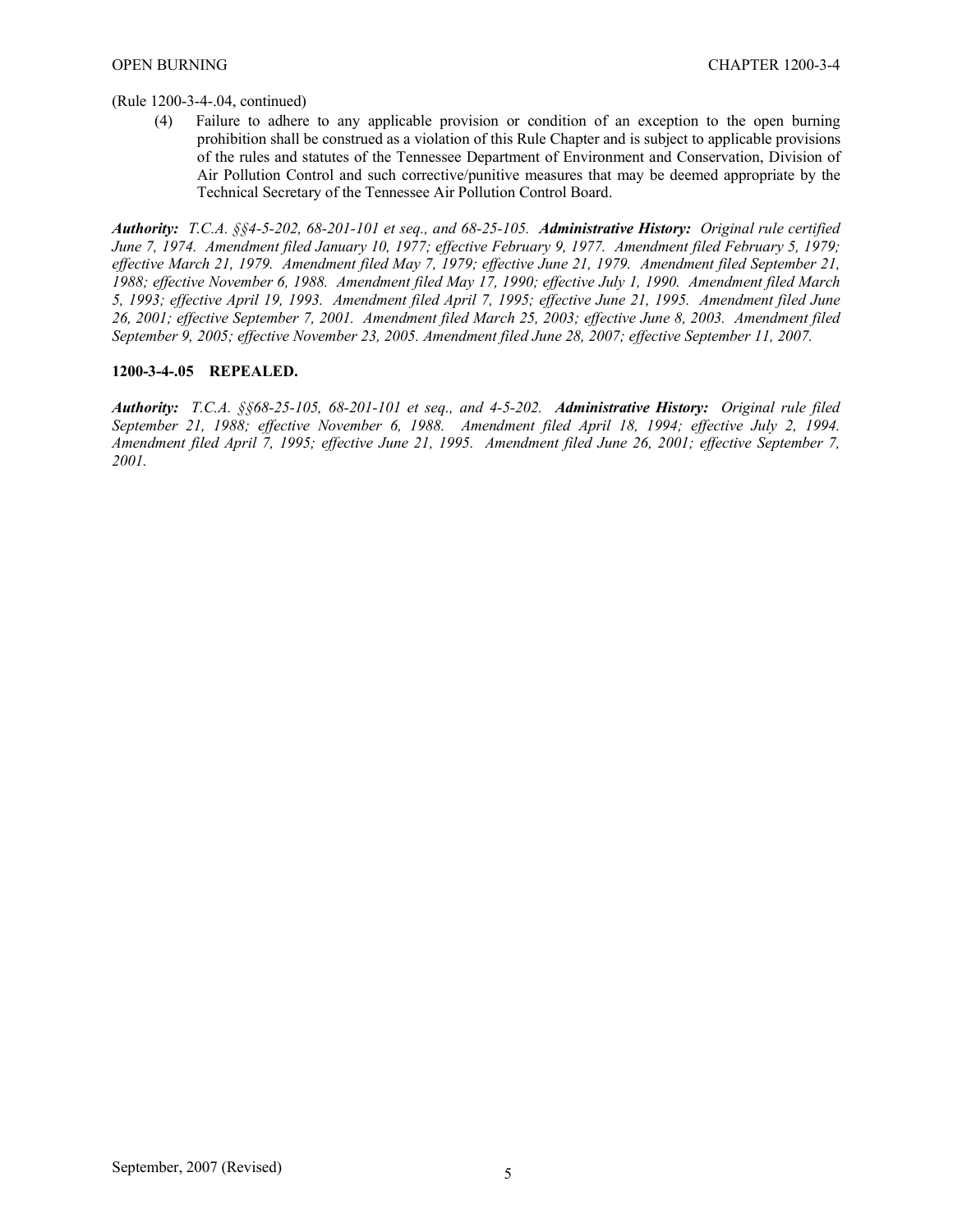(Rule 1200-3-4-.04, continued)

(4) Failure to adhere to any applicable provision or condition of an exception to the open burning prohibition shall be construed as a violation of this Rule Chapter and is subject to applicable provisions of the rules and statutes of the Tennessee Department of Environment and Conservation, Division of Air Pollution Control and such corrective/punitive measures that may be deemed appropriate by the Technical Secretary of the Tennessee Air Pollution Control Board.

***Authority:*** *T.C.A. §§4-5-202, 68-201-101 et seq., and 68-25-105.* ***Administrative History:*** *Original rule certified June 7, 1974. Amendment filed January 10, 1977; effective February 9, 1977. Amendment filed February 5, 1979; effective March 21, 1979. Amendment filed May 7, 1979; effective June 21, 1979. Amendment filed September 21, 1988; effective November 6, 1988. Amendment filed May 17, 1990; effective July 1, 1990. Amendment filed March 5, 1993; effective April 19, 1993. Amendment filed April 7, 1995; effective June 21, 1995. Amendment filed June 26, 2001; effective September 7, 2001. Amendment filed March 25, 2003; effective June 8, 2003. Amendment filed September 9, 2005; effective November 23, 2005. Amendment filed June 28, 2007; effective September 11, 2007.*

**1200-3-4-.05 REPEALED.**

***Authority:*** *T.C.A. §§68-25-105, 68-201-101 et seq., and 4-5-202.* ***Administrative History:*** *Original rule filed September 21, 1988; effective November 6, 1988. Amendment filed April 18, 1994; effective July 2, 1994. Amendment filed April 7, 1995; effective June 21, 1995. Amendment filed June 26, 2001; effective September 7, 2001.*